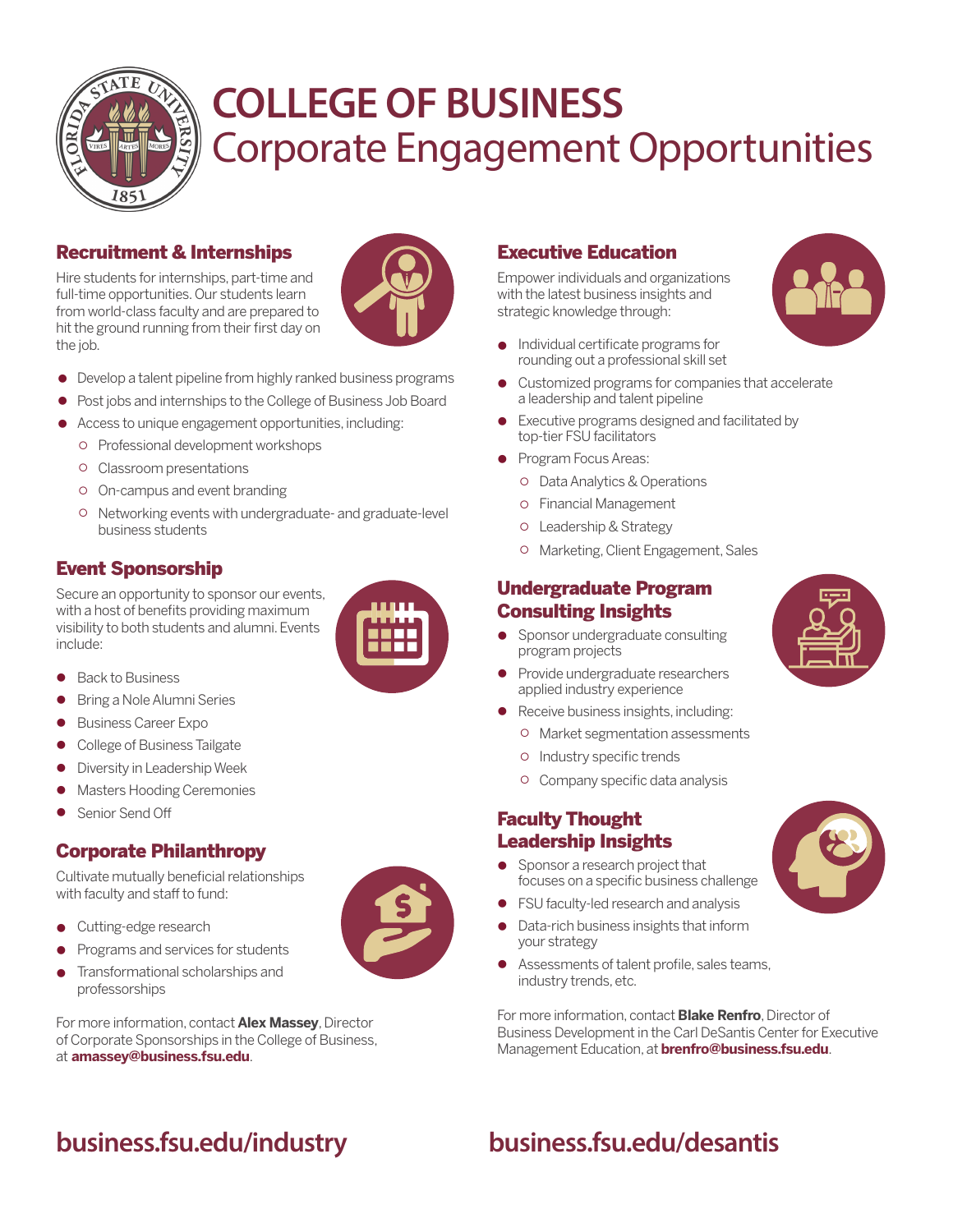# COLLEGE OF BUSINESS
## Corporate Engagement Opportunities

### Recruitment & Internships

Hire students for internships, part-time and full-time opportunities. Our students learn from world-class faculty and are prepared to hit the ground running from their first day on the job.

- Develop a talent pipeline from highly ranked business programs
- Post jobs and internships to the College of Business Job Board
- Access to unique engagement opportunities, including:
  - Professional development workshops
  - Classroom presentations
  - On-campus and event branding
  - Networking events with undergraduate- and graduate-level business students

### Event Sponsorship

Secure an opportunity to sponsor our events, with a host of benefits providing maximum visibility to both students and alumni. Events include:

- Back to Business
- Bring a Nole Alumni Series
- Business Career Expo
- College of Business Tailgate
- Diversity in Leadership Week
- Masters Hooding Ceremonies
- Senior Send Off

### Corporate Philanthropy

Cultivate mutually beneficial relationships with faculty and staff to fund:

- Cutting-edge research
- Programs and services for students
- Transformational scholarships and professorships

For more information, contact **Alex Massey**, Director of Corporate Sponsorships in the College of Business, at **amassey@business.fsu.edu**.

**business.fsu.edu/industry**

### Executive Education

Empower individuals and organizations with the latest business insights and strategic knowledge through:

- Individual certificate programs for rounding out a professional skill set
- Customized programs for companies that accelerate a leadership and talent pipeline
- Executive programs designed and facilitated by top-tier FSU facilitators
- Program Focus Areas:
  - Data Analytics & Operations
  - Financial Management
  - Leadership & Strategy
  - Marketing, Client Engagement, Sales

### Undergraduate Program Consulting Insights

- Sponsor undergraduate consulting program projects
- Provide undergraduate researchers applied industry experience
- Receive business insights, including:
  - Market segmentation assessments
  - Industry specific trends
  - Company specific data analysis

### Faculty Thought Leadership Insights

- Sponsor a research project that focuses on a specific business challenge
- FSU faculty-led research and analysis
- Data-rich business insights that inform your strategy
- Assessments of talent profile, sales teams, industry trends, etc.

For more information, contact **Blake Renfro**, Director of Business Development in the Carl DeSantis Center for Executive Management Education, at **brenfro@business.fsu.edu**.

**business.fsu.edu/desantis**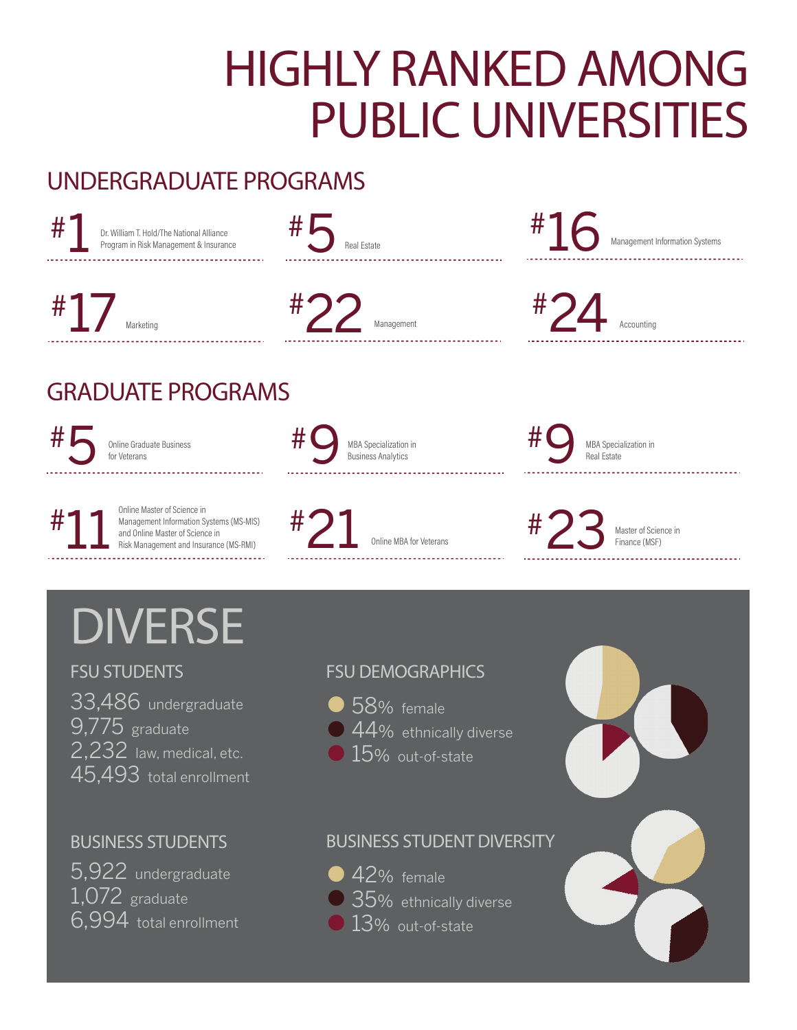# HIGHLY RANKED AMONG PUBLIC UNIVERSITIES

## UNDERGRADUATE PROGRAMS

**#1** Dr. William T. Hold/The National Alliance Program in Risk Management & Insurance

**#5** Real Estate

**#16** Management Information Systems

**#17** Marketing

**#22** Management

**#24** Accounting

## GRADUATE PROGRAMS

**#5** Online Graduate Business for Veterans

**#9** MBA Specialization in Business Analytics

**#9** MBA Specialization in Real Estate

**#11** Online Master of Science in Management Information Systems (MS-MIS) and Online Master of Science in Risk Management and Insurance (MS-RMI)

**#21** Online MBA for Veterans

**#23** Master of Science in Finance (MSF)

# DIVERSE

### FSU STUDENTS

33,486 undergraduate
9,775 graduate
2,232 law, medical, etc.
45,493 total enrollment

### FSU DEMOGRAPHICS

- 58% female
- 44% ethnically diverse
- 15% out-of-state

### BUSINESS STUDENTS

5,922 undergraduate
1,072 graduate
6,994 total enrollment

### BUSINESS STUDENT DIVERSITY

- 42% female
- 35% ethnically diverse
- 13% out-of-state